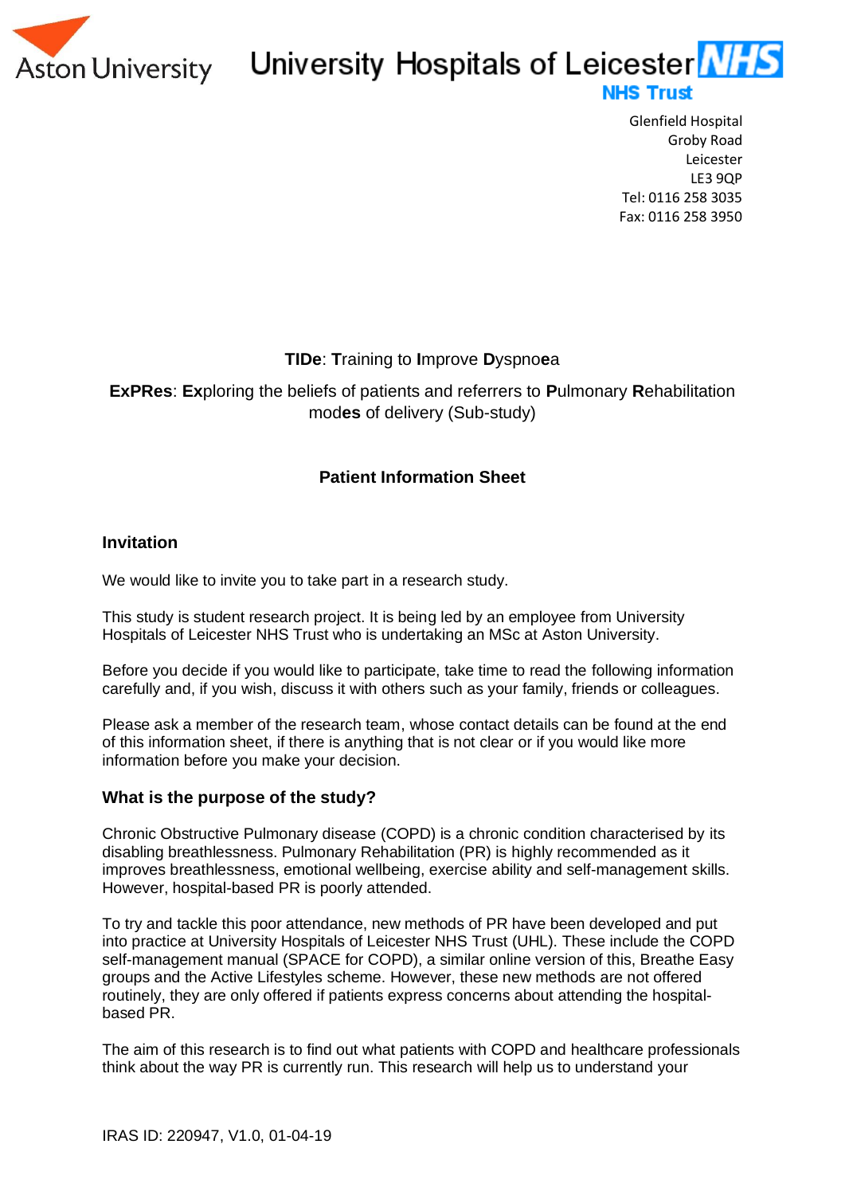Aston University

University Hospitals of Leicester NHS Trust

Glenfield Hospital
Groby Road
Leicester
LE3 9QP
Tel: 0116 258 3035
Fax: 0116 258 3950

**TIDe**: **T**raining to **I**mprove **D**yspno**e**a

**ExPRes**: **Ex**ploring the beliefs of patients and referrers to **P**ulmonary **R**ehabilitation mod**es** of delivery (Sub-study)

## Patient Information Sheet

### Invitation

We would like to invite you to take part in a research study.

This study is student research project. It is being led by an employee from University Hospitals of Leicester NHS Trust who is undertaking an MSc at Aston University.

Before you decide if you would like to participate, take time to read the following information carefully and, if you wish, discuss it with others such as your family, friends or colleagues.

Please ask a member of the research team, whose contact details can be found at the end of this information sheet, if there is anything that is not clear or if you would like more information before you make your decision.

### What is the purpose of the study?

Chronic Obstructive Pulmonary disease (COPD) is a chronic condition characterised by its disabling breathlessness. Pulmonary Rehabilitation (PR) is highly recommended as it improves breathlessness, emotional wellbeing, exercise ability and self-management skills. However, hospital-based PR is poorly attended.

To try and tackle this poor attendance, new methods of PR have been developed and put into practice at University Hospitals of Leicester NHS Trust (UHL). These include the COPD self-management manual (SPACE for COPD), a similar online version of this, Breathe Easy groups and the Active Lifestyles scheme. However, these new methods are not offered routinely, they are only offered if patients express concerns about attending the hospital-based PR.

The aim of this research is to find out what patients with COPD and healthcare professionals think about the way PR is currently run. This research will help us to understand your

IRAS ID: 220947, V1.0, 01-04-19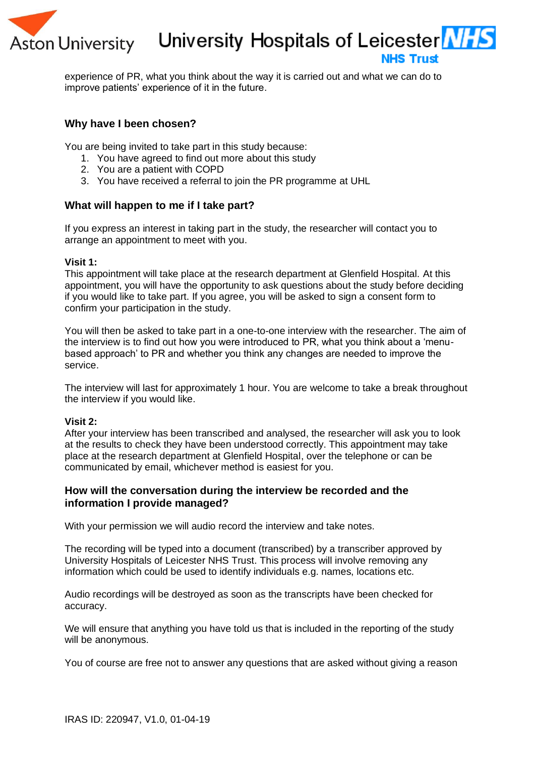experience of PR, what you think about the way it is carried out and what we can do to improve patients' experience of it in the future.

## Why have I been chosen?

You are being invited to take part in this study because:

1. You have agreed to find out more about this study
2. You are a patient with COPD
3. You have received a referral to join the PR programme at UHL

## What will happen to me if I take part?

If you express an interest in taking part in the study, the researcher will contact you to arrange an appointment to meet with you.

**Visit 1:**
This appointment will take place at the research department at Glenfield Hospital. At this appointment, you will have the opportunity to ask questions about the study before deciding if you would like to take part. If you agree, you will be asked to sign a consent form to confirm your participation in the study.

You will then be asked to take part in a one-to-one interview with the researcher. The aim of the interview is to find out how you were introduced to PR, what you think about a 'menu-based approach' to PR and whether you think any changes are needed to improve the service.

The interview will last for approximately 1 hour. You are welcome to take a break throughout the interview if you would like.

**Visit 2:**
After your interview has been transcribed and analysed, the researcher will ask you to look at the results to check they have been understood correctly. This appointment may take place at the research department at Glenfield Hospital, over the telephone or can be communicated by email, whichever method is easiest for you.

## How will the conversation during the interview be recorded and the information I provide managed?

With your permission we will audio record the interview and take notes.

The recording will be typed into a document (transcribed) by a transcriber approved by University Hospitals of Leicester NHS Trust. This process will involve removing any information which could be used to identify individuals e.g. names, locations etc.

Audio recordings will be destroyed as soon as the transcripts have been checked for accuracy.

We will ensure that anything you have told us that is included in the reporting of the study will be anonymous.

You of course are free not to answer any questions that are asked without giving a reason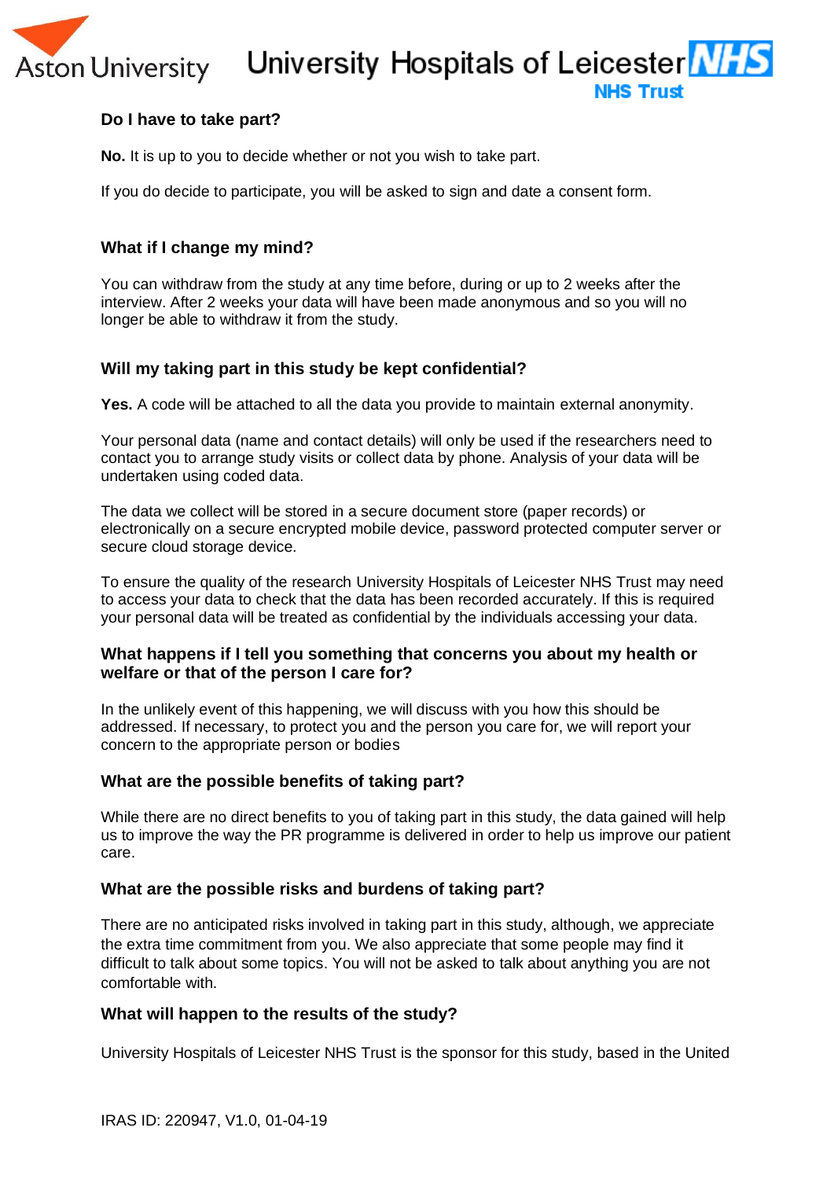## Do I have to take part?

**No.** It is up to you to decide whether or not you wish to take part.

If you do decide to participate, you will be asked to sign and date a consent form.

## What if I change my mind?

You can withdraw from the study at any time before, during or up to 2 weeks after the interview. After 2 weeks your data will have been made anonymous and so you will no longer be able to withdraw it from the study.

## Will my taking part in this study be kept confidential?

**Yes.** A code will be attached to all the data you provide to maintain external anonymity.

Your personal data (name and contact details) will only be used if the researchers need to contact you to arrange study visits or collect data by phone. Analysis of your data will be undertaken using coded data.

The data we collect will be stored in a secure document store (paper records) or electronically on a secure encrypted mobile device, password protected computer server or secure cloud storage device.

To ensure the quality of the research University Hospitals of Leicester NHS Trust may need to access your data to check that the data has been recorded accurately. If this is required your personal data will be treated as confidential by the individuals accessing your data.

## What happens if I tell you something that concerns you about my health or welfare or that of the person I care for?

In the unlikely event of this happening, we will discuss with you how this should be addressed. If necessary, to protect you and the person you care for, we will report your concern to the appropriate person or bodies

## What are the possible benefits of taking part?

While there are no direct benefits to you of taking part in this study, the data gained will help us to improve the way the PR programme is delivered in order to help us improve our patient care.

## What are the possible risks and burdens of taking part?

There are no anticipated risks involved in taking part in this study, although, we appreciate the extra time commitment from you. We also appreciate that some people may find it difficult to talk about some topics. You will not be asked to talk about anything you are not comfortable with.

## What will happen to the results of the study?

University Hospitals of Leicester NHS Trust is the sponsor for this study, based in the United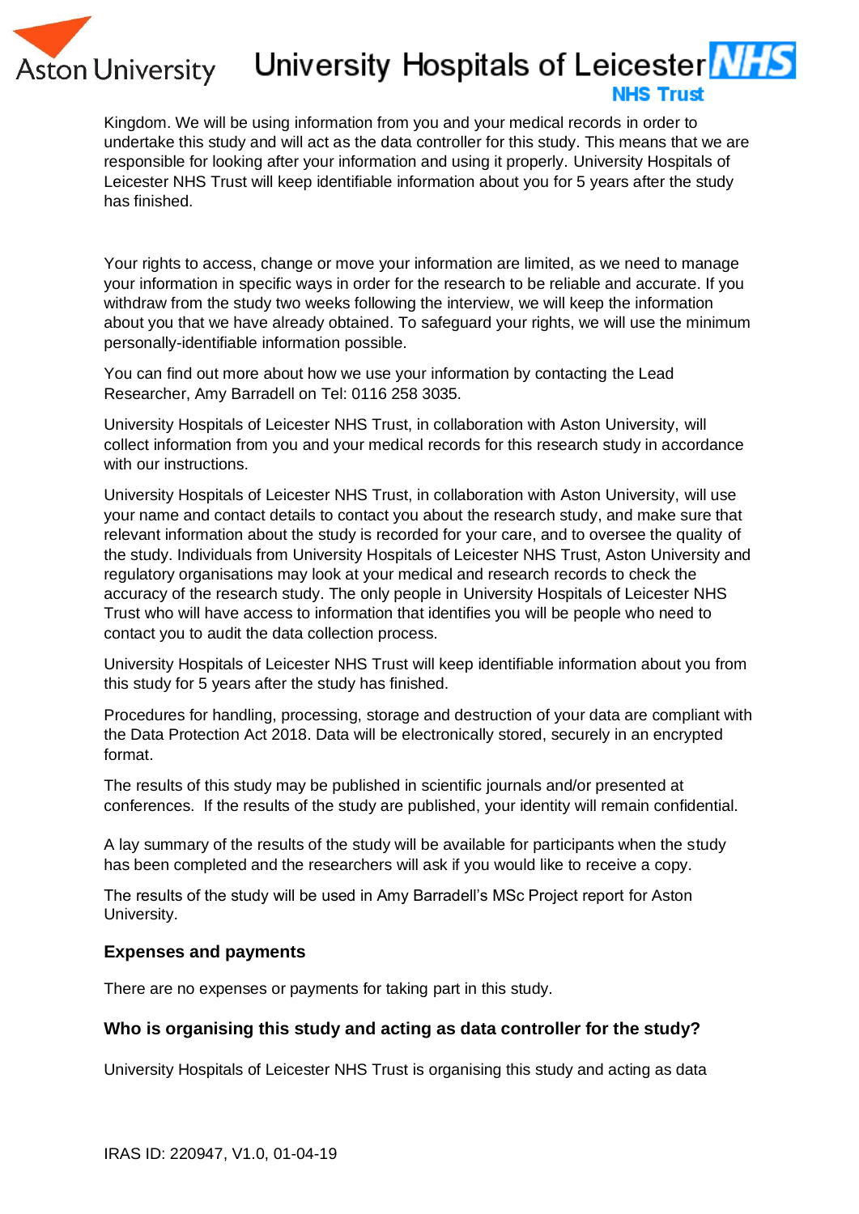Kingdom. We will be using information from you and your medical records in order to undertake this study and will act as the data controller for this study. This means that we are responsible for looking after your information and using it properly. University Hospitals of Leicester NHS Trust will keep identifiable information about you for 5 years after the study has finished.

Your rights to access, change or move your information are limited, as we need to manage your information in specific ways in order for the research to be reliable and accurate. If you withdraw from the study two weeks following the interview, we will keep the information about you that we have already obtained. To safeguard your rights, we will use the minimum personally-identifiable information possible.

You can find out more about how we use your information by contacting the Lead Researcher, Amy Barradell on Tel: 0116 258 3035.

University Hospitals of Leicester NHS Trust, in collaboration with Aston University, will collect information from you and your medical records for this research study in accordance with our instructions.

University Hospitals of Leicester NHS Trust, in collaboration with Aston University, will use your name and contact details to contact you about the research study, and make sure that relevant information about the study is recorded for your care, and to oversee the quality of the study. Individuals from University Hospitals of Leicester NHS Trust, Aston University and regulatory organisations may look at your medical and research records to check the accuracy of the research study. The only people in University Hospitals of Leicester NHS Trust who will have access to information that identifies you will be people who need to contact you to audit the data collection process.

University Hospitals of Leicester NHS Trust will keep identifiable information about you from this study for 5 years after the study has finished.

Procedures for handling, processing, storage and destruction of your data are compliant with the Data Protection Act 2018. Data will be electronically stored, securely in an encrypted format.

The results of this study may be published in scientific journals and/or presented at conferences. If the results of the study are published, your identity will remain confidential.

A lay summary of the results of the study will be available for participants when the study has been completed and the researchers will ask if you would like to receive a copy.

The results of the study will be used in Amy Barradell's MSc Project report for Aston University.

### Expenses and payments

There are no expenses or payments for taking part in this study.

### Who is organising this study and acting as data controller for the study?

University Hospitals of Leicester NHS Trust is organising this study and acting as data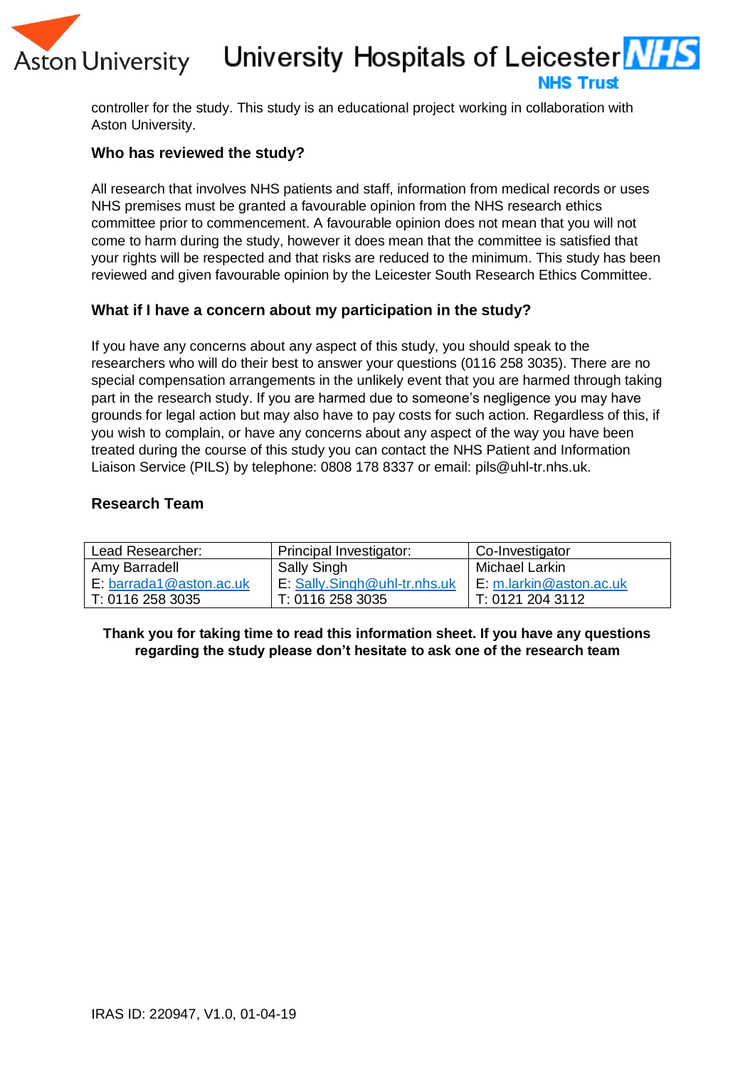controller for the study. This study is an educational project working in collaboration with Aston University.

### Who has reviewed the study?

All research that involves NHS patients and staff, information from medical records or uses NHS premises must be granted a favourable opinion from the NHS research ethics committee prior to commencement. A favourable opinion does not mean that you will not come to harm during the study, however it does mean that the committee is satisfied that your rights will be respected and that risks are reduced to the minimum. This study has been reviewed and given favourable opinion by the Leicester South Research Ethics Committee.

### What if I have a concern about my participation in the study?

If you have any concerns about any aspect of this study, you should speak to the researchers who will do their best to answer your questions (0116 258 3035). There are no special compensation arrangements in the unlikely event that you are harmed through taking part in the research study. If you are harmed due to someone's negligence you may have grounds for legal action but may also have to pay costs for such action. Regardless of this, if you wish to complain, or have any concerns about any aspect of the way you have been treated during the course of this study you can contact the NHS Patient and Information Liaison Service (PILS) by telephone: 0808 178 8337 or email: pils@uhl-tr.nhs.uk.

### Research Team

| Lead Researcher: | Principal Investigator: | Co-Investigator |
|---|---|---|
| Amy Barradell<br>E: barrada1@aston.ac.uk<br>T: 0116 258 3035 | Sally Singh<br>E: Sally.Singh@uhl-tr.nhs.uk<br>T: 0116 258 3035 | Michael Larkin<br>E: m.larkin@aston.ac.uk<br>T: 0121 204 3112 |

**Thank you for taking time to read this information sheet. If you have any questions regarding the study please don't hesitate to ask one of the research team**

IRAS ID: 220947, V1.0, 01-04-19